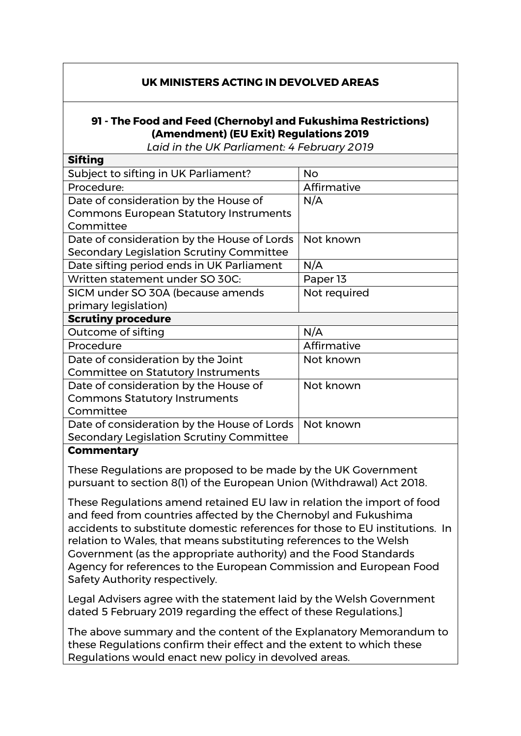## UK MINISTERS ACTING IN DEVOLVED AREAS

### 91 - The Food and Feed (Chernobyl and Fukushima Restrictions) (Amendment) (EU Exit) Regulations 2019

*Laid in the UK Parliament: 4 February 2019*

| **Sifting** | |
|---|---|
| Subject to sifting in UK Parliament? | No |
| Procedure: | Affirmative |
| Date of consideration by the House of Commons European Statutory Instruments Committee | N/A |
| Date of consideration by the House of Lords Secondary Legislation Scrutiny Committee | Not known |
| Date sifting period ends in UK Parliament | N/A |
| Written statement under SO 30C: | Paper 13 |
| SICM under SO 30A (because amends primary legislation) | Not required |
| **Scrutiny procedure** | |
| Outcome of sifting | N/A |
| Procedure | Affirmative |
| Date of consideration by the Joint Committee on Statutory Instruments | Not known |
| Date of consideration by the House of Commons Statutory Instruments Committee | Not known |
| Date of consideration by the House of Lords Secondary Legislation Scrutiny Committee | Not known |

**Commentary**

These Regulations are proposed to be made by the UK Government pursuant to section 8(1) of the European Union (Withdrawal) Act 2018.

These Regulations amend retained EU law in relation the import of food and feed from countries affected by the Chernobyl and Fukushima accidents to substitute domestic references for those to EU institutions. In relation to Wales, that means substituting references to the Welsh Government (as the appropriate authority) and the Food Standards Agency for references to the European Commission and European Food Safety Authority respectively.

Legal Advisers agree with the statement laid by the Welsh Government dated 5 February 2019 regarding the effect of these Regulations.]

The above summary and the content of the Explanatory Memorandum to these Regulations confirm their effect and the extent to which these Regulations would enact new policy in devolved areas.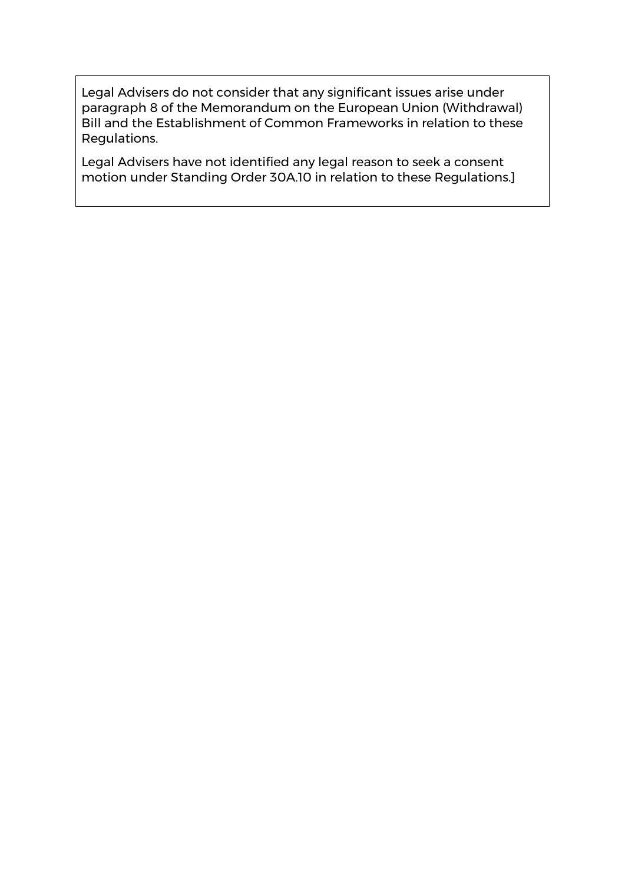Legal Advisers do not consider that any significant issues arise under paragraph 8 of the Memorandum on the European Union (Withdrawal) Bill and the Establishment of Common Frameworks in relation to these Regulations.

Legal Advisers have not identified any legal reason to seek a consent motion under Standing Order 30A.10 in relation to these Regulations.]